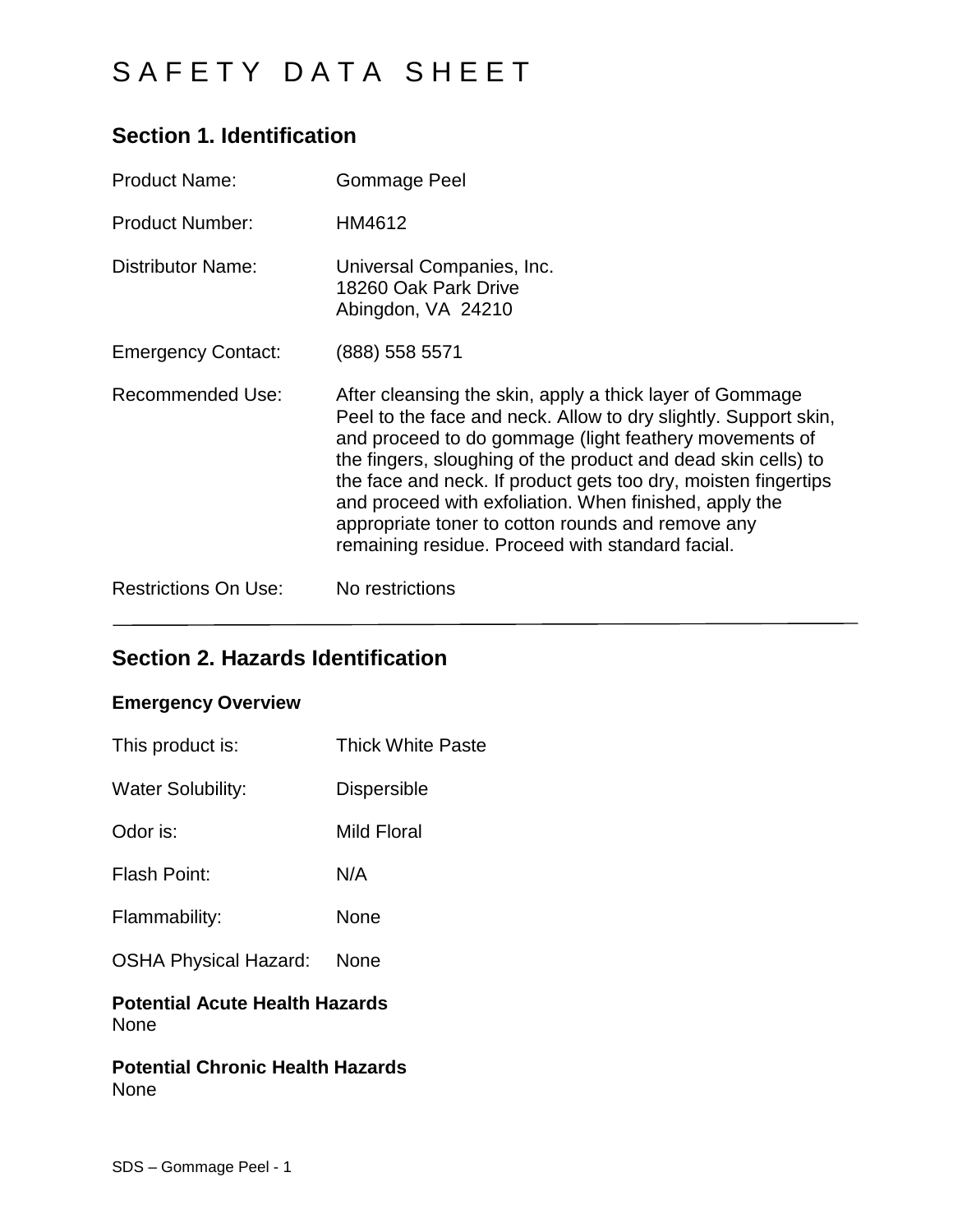# SAFETY DATA SHEET

## Section 1. Identification

Product Name: Gommage Peel

Product Number: HM4612

Distributor Name: Universal Companies, Inc.
18260 Oak Park Drive
Abingdon, VA 24210

Emergency Contact: (888) 558 5571

Recommended Use: After cleansing the skin, apply a thick layer of Gommage Peel to the face and neck. Allow to dry slightly. Support skin, and proceed to do gommage (light feathery movements of the fingers, sloughing of the product and dead skin cells) to the face and neck. If product gets too dry, moisten fingertips and proceed with exfoliation. When finished, apply the appropriate toner to cotton rounds and remove any remaining residue. Proceed with standard facial.

Restrictions On Use: No restrictions

---

## Section 2. Hazards Identification

**Emergency Overview**

This product is: Thick White Paste

Water Solubility: Dispersible

Odor is: Mild Floral

Flash Point: N/A

Flammability: None

OSHA Physical Hazard: None

**Potential Acute Health Hazards**
None

**Potential Chronic Health Hazards**
None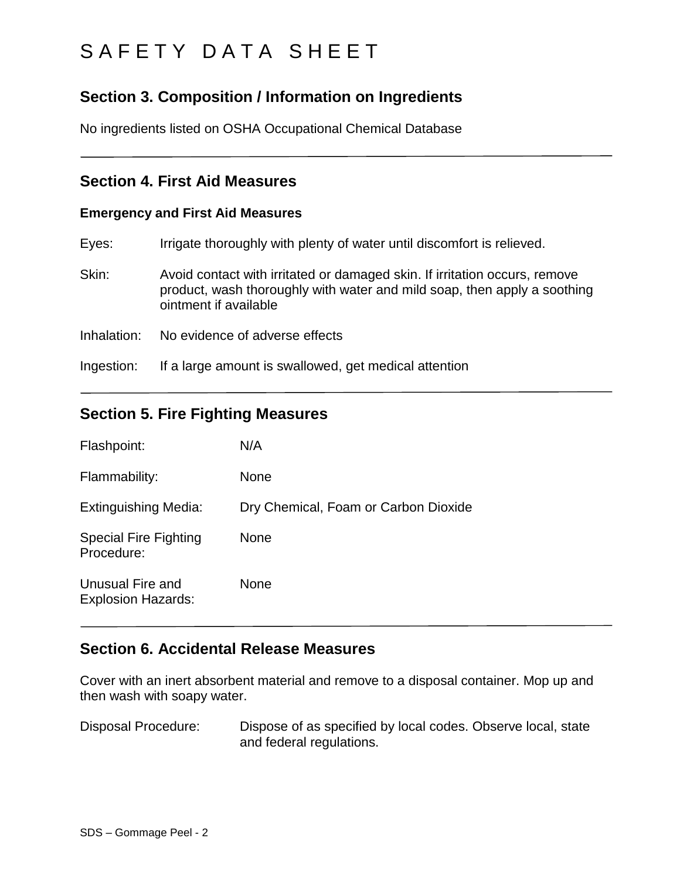# SAFETY DATA SHEET

## Section 3. Composition / Information on Ingredients

No ingredients listed on OSHA Occupational Chemical Database

---

## Section 4. First Aid Measures

### Emergency and First Aid Measures

Eyes: Irrigate thoroughly with plenty of water until discomfort is relieved.

Skin: Avoid contact with irritated or damaged skin. If irritation occurs, remove product, wash thoroughly with water and mild soap, then apply a soothing ointment if available

Inhalation: No evidence of adverse effects

Ingestion: If a large amount is swallowed, get medical attention

---

## Section 5. Fire Fighting Measures

Flashpoint: N/A

Flammability: None

Extinguishing Media: Dry Chemical, Foam or Carbon Dioxide

Special Fire Fighting Procedure: None

Unusual Fire and Explosion Hazards: None

---

## Section 6. Accidental Release Measures

Cover with an inert absorbent material and remove to a disposal container. Mop up and then wash with soapy water.

Disposal Procedure: Dispose of as specified by local codes. Observe local, state and federal regulations.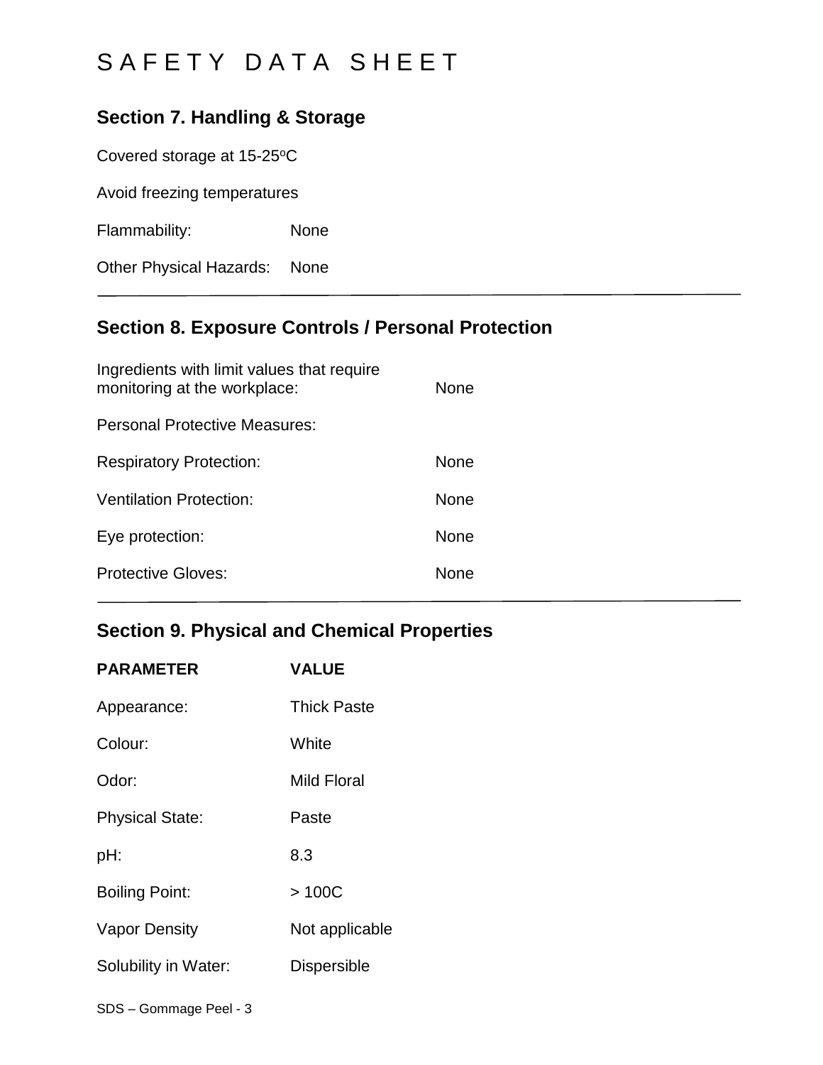# SAFETY DATA SHEET

## Section 7. Handling & Storage

Covered storage at 15-25$^{o}$C

Avoid freezing temperatures

| | |
|---|---|
| Flammability: | None |
| Other Physical Hazards: | None |

## Section 8. Exposure Controls / Personal Protection

| | |
|---|---|
| Ingredients with limit values that require monitoring at the workplace: | None |
| Personal Protective Measures: | |
| Respiratory Protection: | None |
| Ventilation Protection: | None |
| Eye protection: | None |
| Protective Gloves: | None |

## Section 9. Physical and Chemical Properties

| PARAMETER | VALUE |
|---|---|
| Appearance: | Thick Paste |
| Colour: | White |
| Odor: | Mild Floral |
| Physical State: | Paste |
| pH: | 8.3 |
| Boiling Point: | > 100C |
| Vapor Density | Not applicable |
| Solubility in Water: | Dispersible |

SDS – Gommage Peel - 3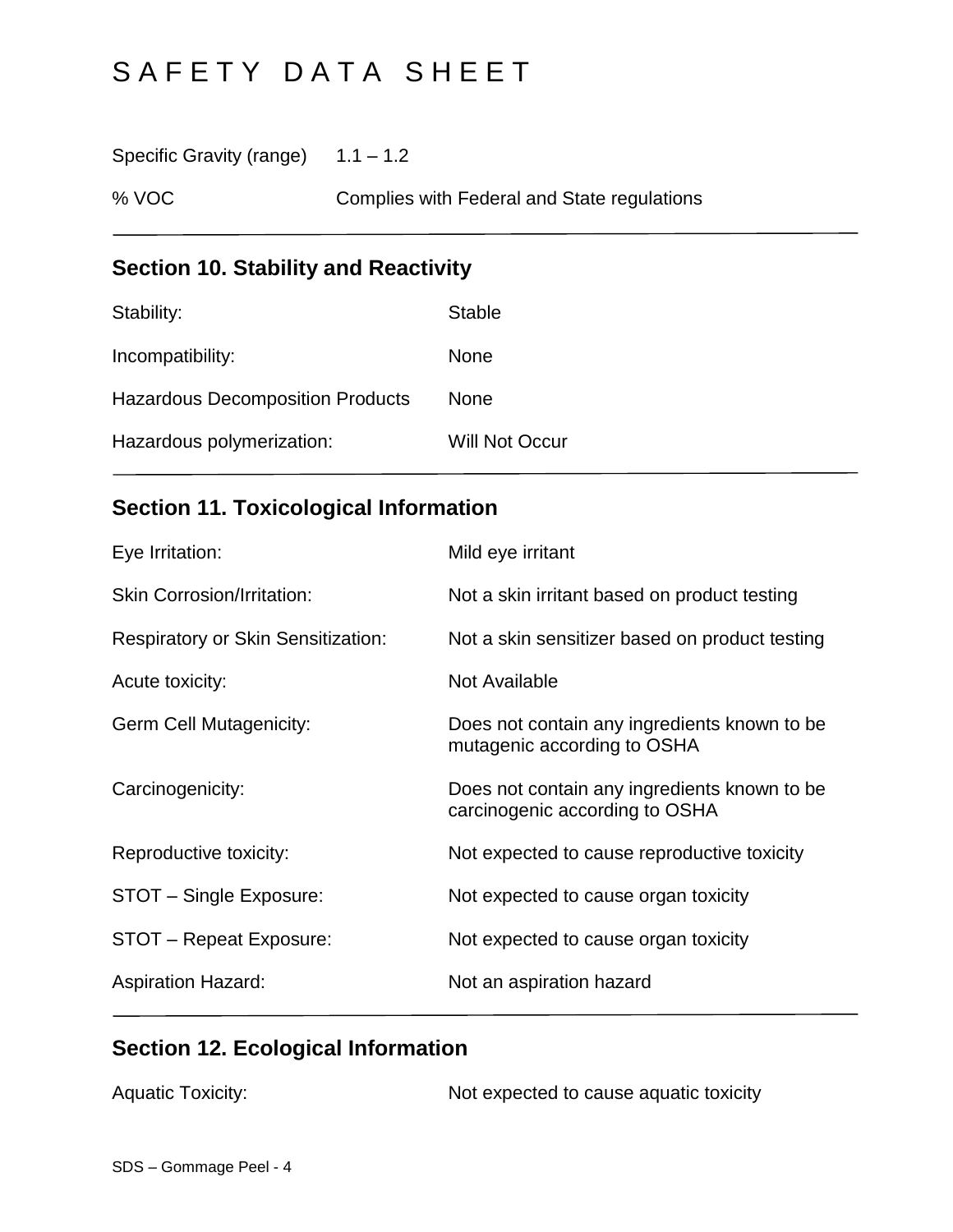# SAFETY DATA SHEET

| | |
|---|---|
| Specific Gravity (range) | 1.1 – 1.2 |
| % VOC | Complies with Federal and State regulations |

## Section 10. Stability and Reactivity

| | |
|---|---|
| Stability: | Stable |
| Incompatibility: | None |
| Hazardous Decomposition Products | None |
| Hazardous polymerization: | Will Not Occur |

## Section 11. Toxicological Information

| | |
|---|---|
| Eye Irritation: | Mild eye irritant |
| Skin Corrosion/Irritation: | Not a skin irritant based on product testing |
| Respiratory or Skin Sensitization: | Not a skin sensitizer based on product testing |
| Acute toxicity: | Not Available |
| Germ Cell Mutagenicity: | Does not contain any ingredients known to be mutagenic according to OSHA |
| Carcinogenicity: | Does not contain any ingredients known to be carcinogenic according to OSHA |
| Reproductive toxicity: | Not expected to cause reproductive toxicity |
| STOT – Single Exposure: | Not expected to cause organ toxicity |
| STOT – Repeat Exposure: | Not expected to cause organ toxicity |
| Aspiration Hazard: | Not an aspiration hazard |

## Section 12. Ecological Information

| | |
|---|---|
| Aquatic Toxicity: | Not expected to cause aquatic toxicity |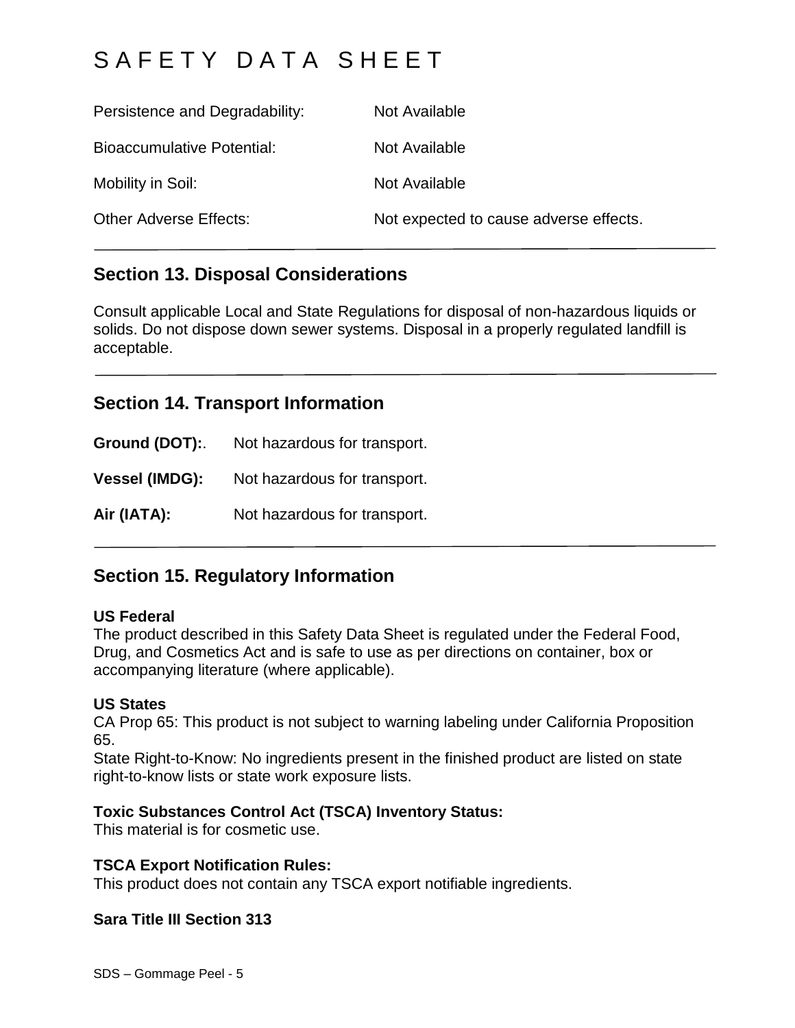Persistence and Degradability: Not Available

Bioaccumulative Potential: Not Available

Mobility in Soil: Not Available

Other Adverse Effects: Not expected to cause adverse effects.

## Section 13. Disposal Considerations

Consult applicable Local and State Regulations for disposal of non-hazardous liquids or solids. Do not dispose down sewer systems. Disposal in a properly regulated landfill is acceptable.

## Section 14. Transport Information

**Ground (DOT):**. Not hazardous for transport.

**Vessel (IMDG):** Not hazardous for transport.

**Air (IATA):** Not hazardous for transport.

## Section 15. Regulatory Information

**US Federal**
The product described in this Safety Data Sheet is regulated under the Federal Food, Drug, and Cosmetics Act and is safe to use as per directions on container, box or accompanying literature (where applicable).

**US States**
CA Prop 65: This product is not subject to warning labeling under California Proposition 65.
State Right-to-Know: No ingredients present in the finished product are listed on state right-to-know lists or state work exposure lists.

**Toxic Substances Control Act (TSCA) Inventory Status:**
This material is for cosmetic use.

**TSCA Export Notification Rules:**
This product does not contain any TSCA export notifiable ingredients.

**Sara Title III Section 313**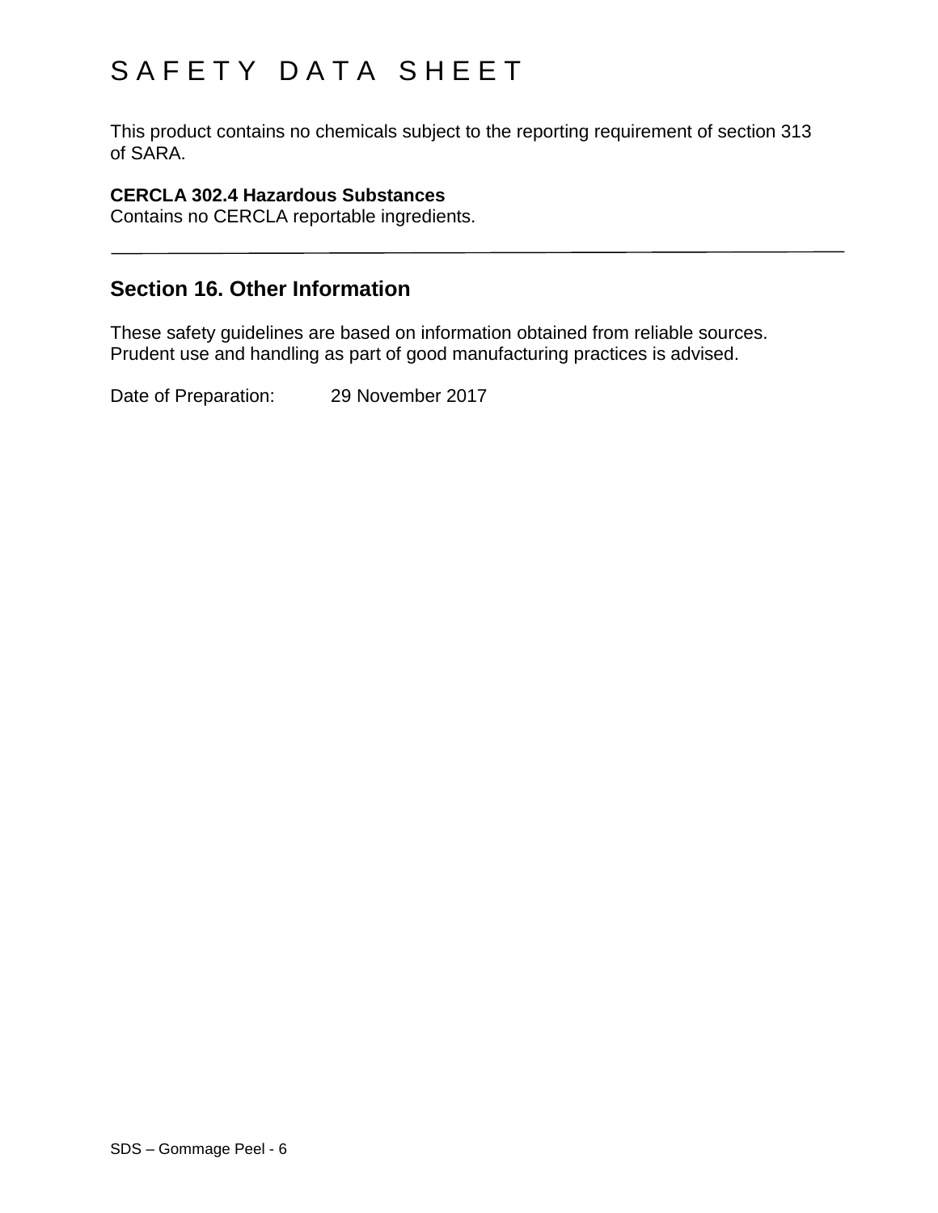This product contains no chemicals subject to the reporting requirement of section 313 of SARA.

**CERCLA 302.4 Hazardous Substances**
Contains no CERCLA reportable ingredients.

---

## Section 16. Other Information

These safety guidelines are based on information obtained from reliable sources. Prudent use and handling as part of good manufacturing practices is advised.

Date of Preparation: 29 November 2017